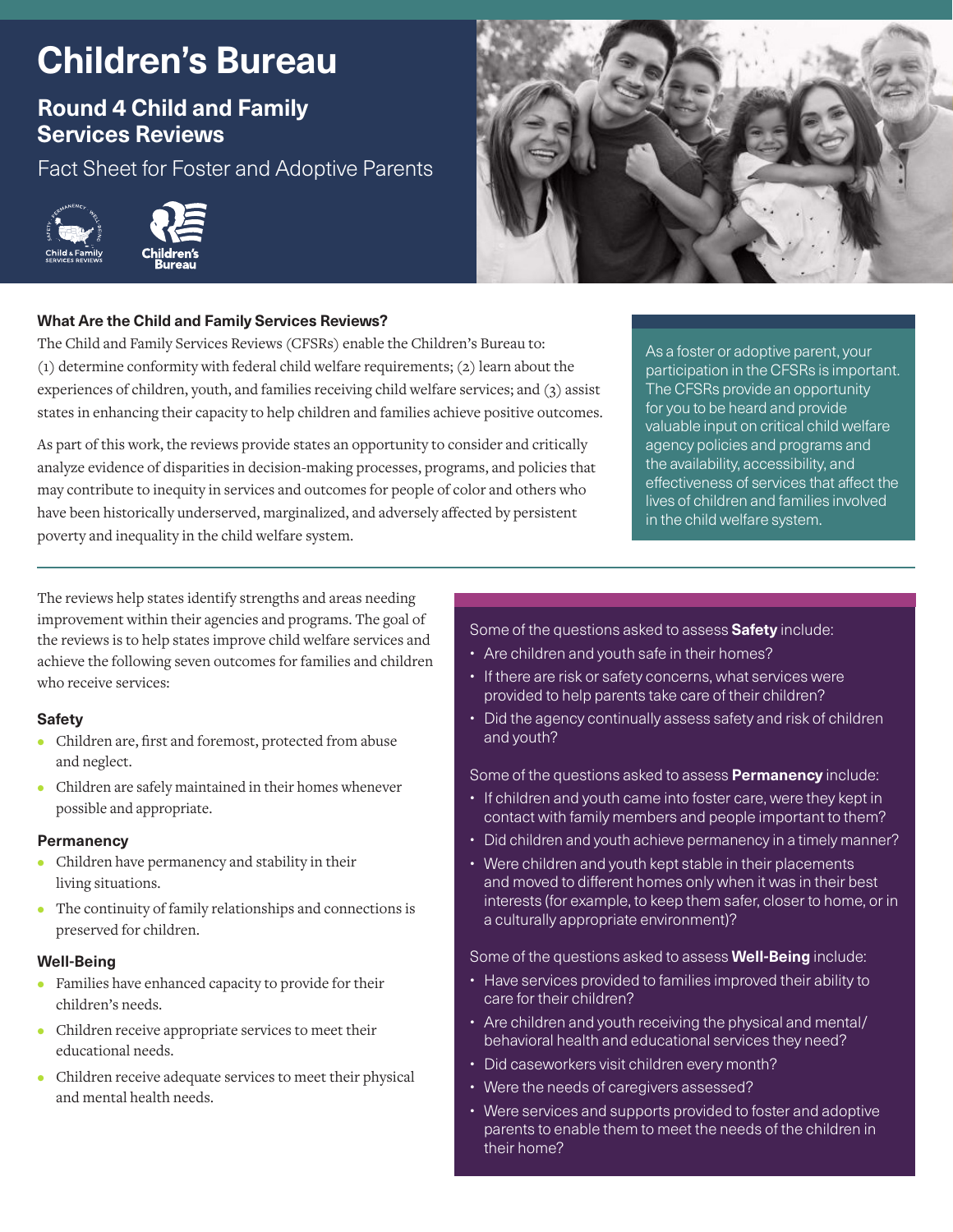# Children's Bureau

## Round 4 Child and Family Services Reviews

Fact Sheet for Foster and Adoptive Parents

### What Are the Child and Family Services Reviews?

The Child and Family Services Reviews (CFSRs) enable the Children's Bureau to: (1) determine conformity with federal child welfare requirements; (2) learn about the experiences of children, youth, and families receiving child welfare services; and (3) assist states in enhancing their capacity to help children and families achieve positive outcomes.

As part of this work, the reviews provide states an opportunity to consider and critically analyze evidence of disparities in decision-making processes, programs, and policies that may contribute to inequity in services and outcomes for people of color and others who have been historically underserved, marginalized, and adversely affected by persistent poverty and inequality in the child welfare system.

As a foster or adoptive parent, your participation in the CFSRs is important. The CFSRs provide an opportunity for you to be heard and provide valuable input on critical child welfare agency policies and programs and the availability, accessibility, and effectiveness of services that affect the lives of children and families involved in the child welfare system.

The reviews help states identify strengths and areas needing improvement within their agencies and programs. The goal of the reviews is to help states improve child welfare services and achieve the following seven outcomes for families and children who receive services:

### Safety

- Children are, first and foremost, protected from abuse and neglect.
- Children are safely maintained in their homes whenever possible and appropriate.

### Permanency

- Children have permanency and stability in their living situations.
- The continuity of family relationships and connections is preserved for children.

### Well-Being

- Families have enhanced capacity to provide for their children's needs.
- Children receive appropriate services to meet their educational needs.
- Children receive adequate services to meet their physical and mental health needs.

Some of the questions asked to assess **Safety** include:

- Are children and youth safe in their homes?
- If there are risk or safety concerns, what services were provided to help parents take care of their children?
- Did the agency continually assess safety and risk of children and youth?

Some of the questions asked to assess **Permanency** include:

- If children and youth came into foster care, were they kept in contact with family members and people important to them?
- Did children and youth achieve permanency in a timely manner?
- Were children and youth kept stable in their placements and moved to different homes only when it was in their best interests (for example, to keep them safer, closer to home, or in a culturally appropriate environment)?

Some of the questions asked to assess **Well-Being** include:

- Have services provided to families improved their ability to care for their children?
- Are children and youth receiving the physical and mental/behavioral health and educational services they need?
- Did caseworkers visit children every month?
- Were the needs of caregivers assessed?
- Were services and supports provided to foster and adoptive parents to enable them to meet the needs of the children in their home?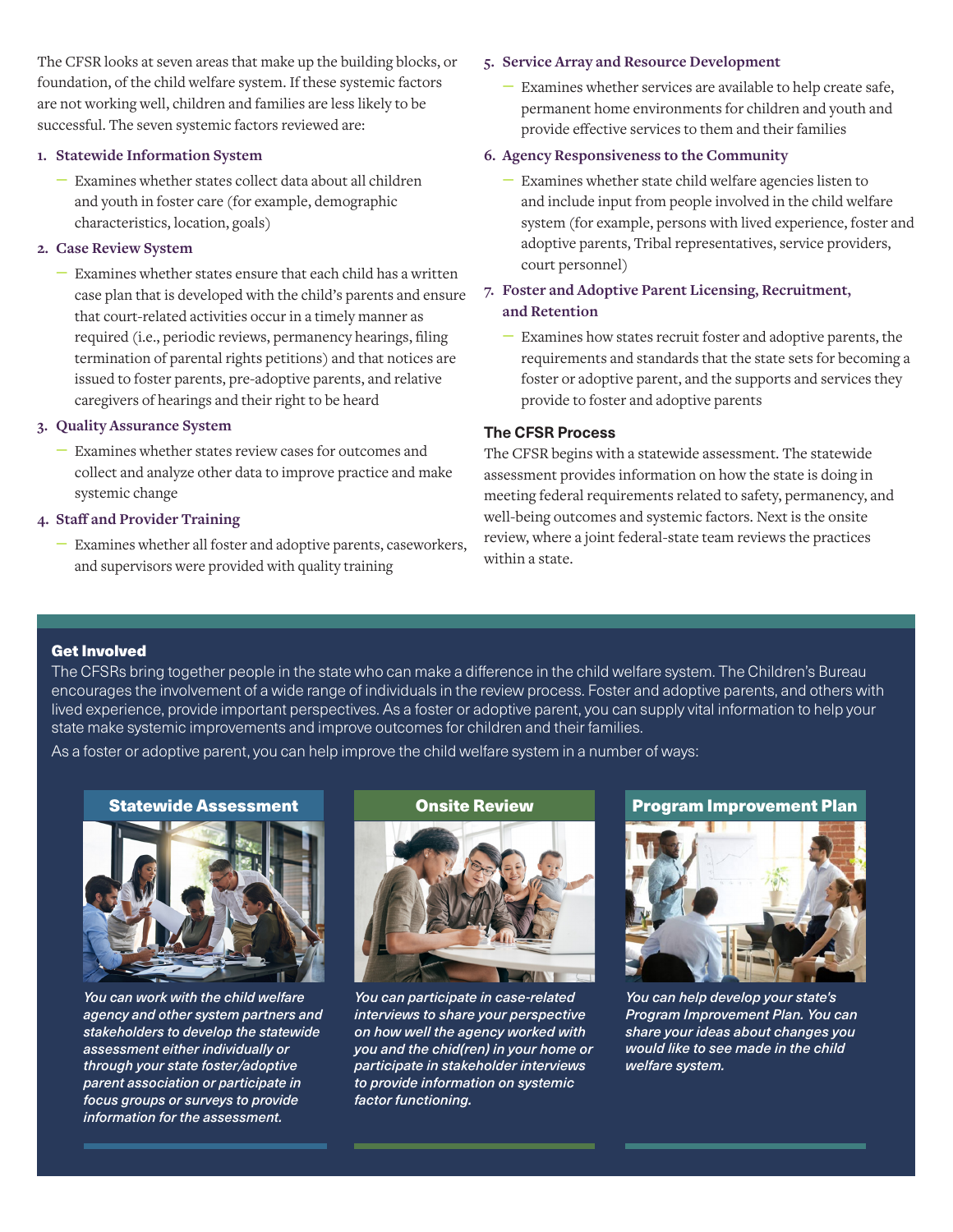The CFSR looks at seven areas that make up the building blocks, or foundation, of the child welfare system. If these systemic factors are not working well, children and families are less likely to be successful. The seven systemic factors reviewed are:

1. **Statewide Information System**
   - Examines whether states collect data about all children and youth in foster care (for example, demographic characteristics, location, goals)
2. **Case Review System**
   - Examines whether states ensure that each child has a written case plan that is developed with the child's parents and ensure that court-related activities occur in a timely manner as required (i.e., periodic reviews, permanency hearings, filing termination of parental rights petitions) and that notices are issued to foster parents, pre-adoptive parents, and relative caregivers of hearings and their right to be heard
3. **Quality Assurance System**
   - Examines whether states review cases for outcomes and collect and analyze other data to improve practice and make systemic change
4. **Staff and Provider Training**
   - Examines whether all foster and adoptive parents, caseworkers, and supervisors were provided with quality training
5. **Service Array and Resource Development**
   - Examines whether services are available to help create safe, permanent home environments for children and youth and provide effective services to them and their families
6. **Agency Responsiveness to the Community**
   - Examines whether state child welfare agencies listen to and include input from people involved in the child welfare system (for example, persons with lived experience, foster and adoptive parents, Tribal representatives, service providers, court personnel)
7. **Foster and Adoptive Parent Licensing, Recruitment, and Retention**
   - Examines how states recruit foster and adoptive parents, the requirements and standards that the state sets for becoming a foster or adoptive parent, and the supports and services they provide to foster and adoptive parents

### The CFSR Process

The CFSR begins with a statewide assessment. The statewide assessment provides information on how the state is doing in meeting federal requirements related to safety, permanency, and well-being outcomes and systemic factors. Next is the onsite review, where a joint federal-state team reviews the practices within a state.

### Get Involved

The CFSRs bring together people in the state who can make a difference in the child welfare system. The Children's Bureau encourages the involvement of a wide range of individuals in the review process. Foster and adoptive parents, and others with lived experience, provide important perspectives. As a foster or adoptive parent, you can supply vital information to help your state make systemic improvements and improve outcomes for children and their families.

As a foster or adoptive parent, you can help improve the child welfare system in a number of ways:

**Statewide Assessment**

*You can work with the child welfare agency and other system partners and stakeholders to develop the statewide assessment either individually or through your state foster/adoptive parent association or participate in focus groups or surveys to provide information for the assessment.*

**Onsite Review**

*You can participate in case-related interviews to share your perspective on how well the agency worked with you and the chid(ren) in your home or participate in stakeholder interviews to provide information on systemic factor functioning.*

**Program Improvement Plan**

*You can help develop your state's Program Improvement Plan. You can share your ideas about changes you would like to see made in the child welfare system.*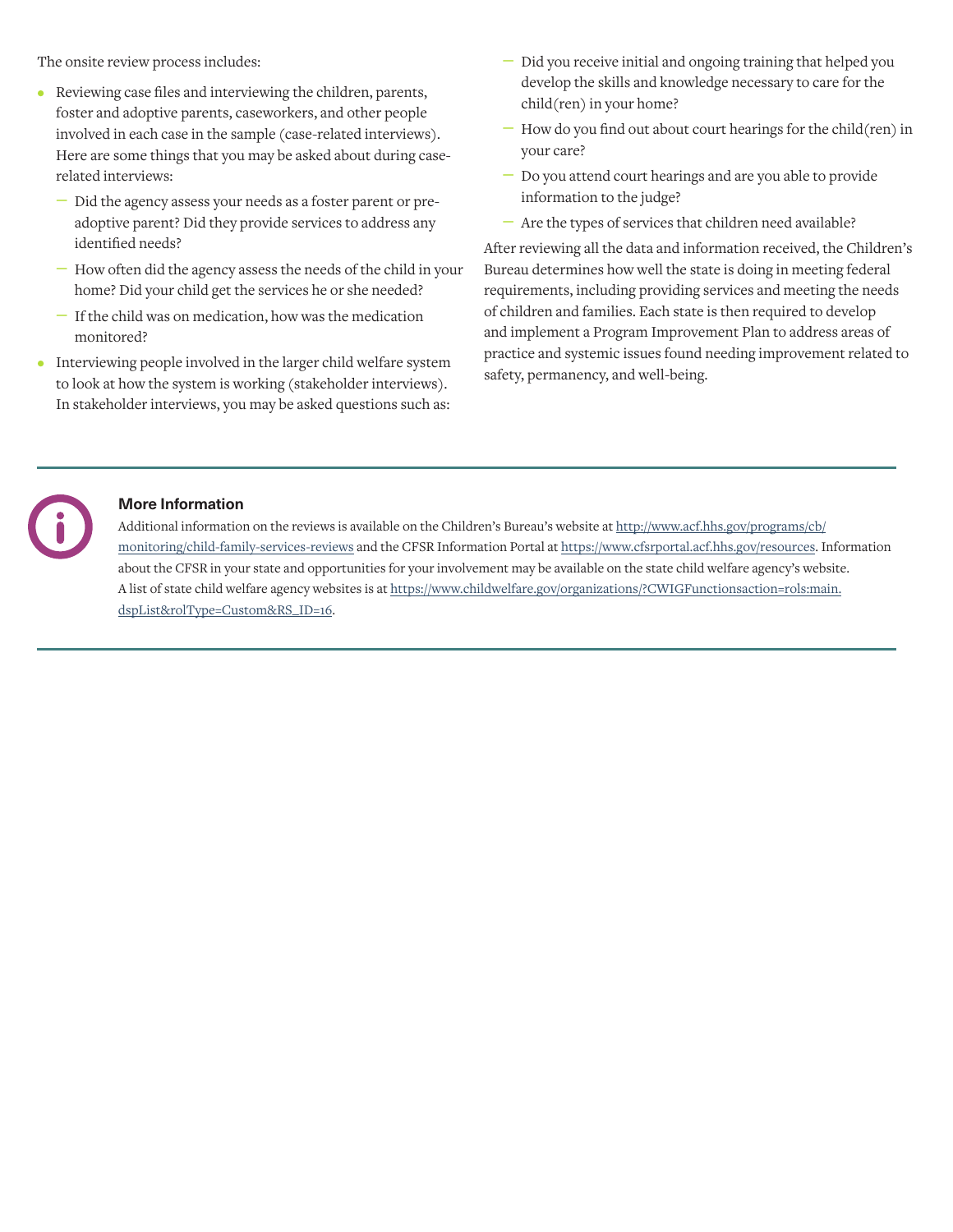The onsite review process includes:

- Reviewing case files and interviewing the children, parents, foster and adoptive parents, caseworkers, and other people involved in each case in the sample (case-related interviews). Here are some things that you may be asked about during case-related interviews:
  - Did the agency assess your needs as a foster parent or pre-adoptive parent? Did they provide services to address any identified needs?
  - How often did the agency assess the needs of the child in your home? Did your child get the services he or she needed?
  - If the child was on medication, how was the medication monitored?
- Interviewing people involved in the larger child welfare system to look at how the system is working (stakeholder interviews). In stakeholder interviews, you may be asked questions such as:
  - Did you receive initial and ongoing training that helped you develop the skills and knowledge necessary to care for the child(ren) in your home?
  - How do you find out about court hearings for the child(ren) in your care?
  - Do you attend court hearings and are you able to provide information to the judge?
  - Are the types of services that children need available?

After reviewing all the data and information received, the Children's Bureau determines how well the state is doing in meeting federal requirements, including providing services and meeting the needs of children and families. Each state is then required to develop and implement a Program Improvement Plan to address areas of practice and systemic issues found needing improvement related to safety, permanency, and well-being.

**More Information**

Additional information on the reviews is available on the Children's Bureau's website at http://www.acf.hhs.gov/programs/cb/monitoring/child-family-services-reviews and the CFSR Information Portal at https://www.cfsrportal.acf.hhs.gov/resources. Information about the CFSR in your state and opportunities for your involvement may be available on the state child welfare agency's website. A list of state child welfare agency websites is at https://www.childwelfare.gov/organizations/?CWIGFunctionsaction=rols:main.dspList&rolType=Custom&RS_ID=16.